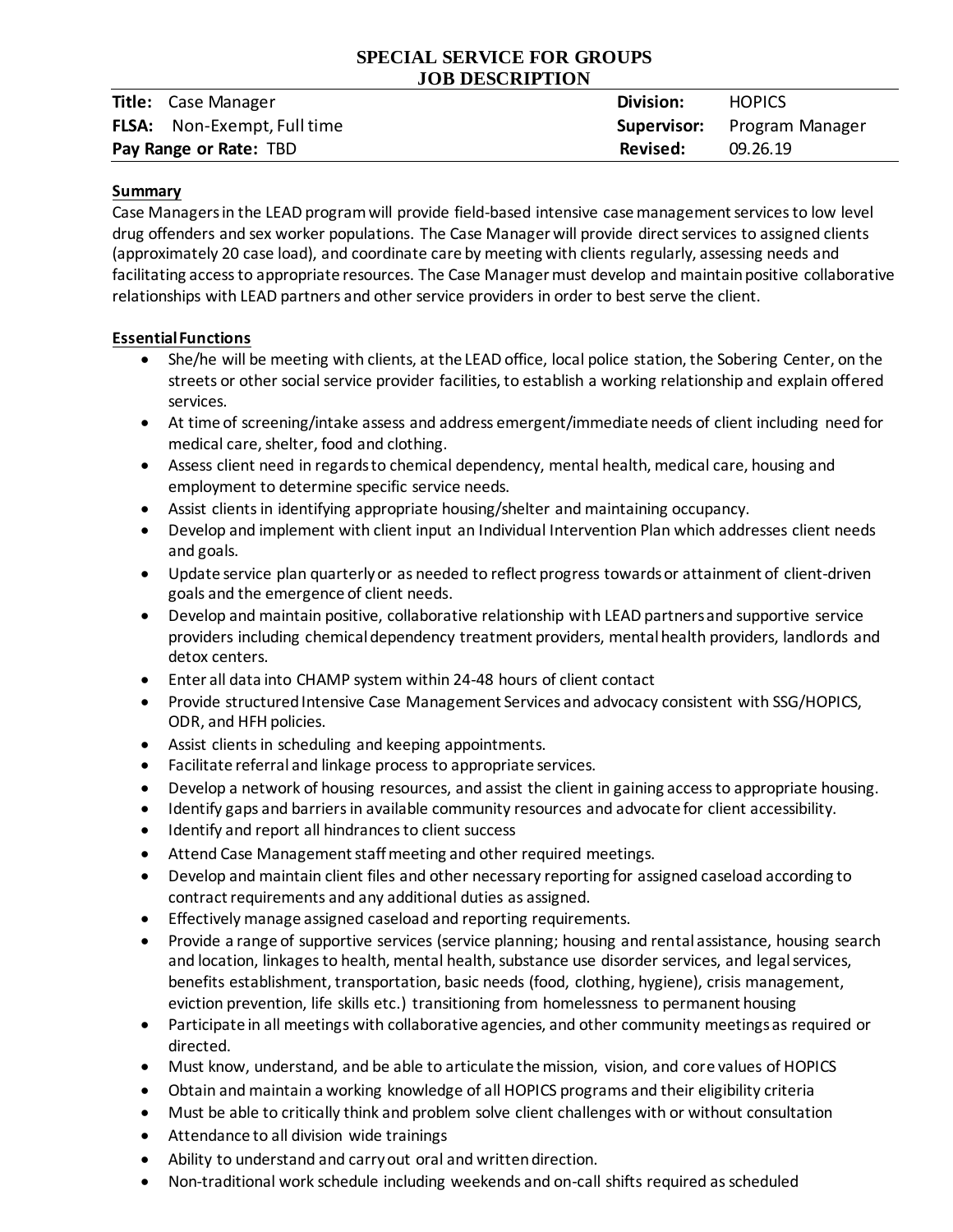# SPECIAL SERVICE FOR GROUPS
## JOB DESCRIPTION

| | | | |
|---|---|---|---|
| **Title:** | Case Manager | **Division:** | HOPICS |
| **FLSA:** | Non-Exempt, Full time | **Supervisor:** | Program Manager |
| **Pay Range or Rate:** | TBD | **Revised:** | 09.26.19 |

**Summary**

Case Managers in the LEAD program will provide field-based intensive case management services to low level drug offenders and sex worker populations. The Case Manager will provide direct services to assigned clients (approximately 20 case load), and coordinate care by meeting with clients regularly, assessing needs and facilitating access to appropriate resources. The Case Manager must develop and maintain positive collaborative relationships with LEAD partners and other service providers in order to best serve the client.

**Essential Functions**

- She/he will be meeting with clients, at the LEAD office, local police station, the Sobering Center, on the streets or other social service provider facilities, to establish a working relationship and explain offered services.
- At time of screening/intake assess and address emergent/immediate needs of client including need for medical care, shelter, food and clothing.
- Assess client need in regards to chemical dependency, mental health, medical care, housing and employment to determine specific service needs.
- Assist clients in identifying appropriate housing/shelter and maintaining occupancy.
- Develop and implement with client input an Individual Intervention Plan which addresses client needs and goals.
- Update service plan quarterly or as needed to reflect progress towards or attainment of client-driven goals and the emergence of client needs.
- Develop and maintain positive, collaborative relationship with LEAD partners and supportive service providers including chemical dependency treatment providers, mental health providers, landlords and detox centers.
- Enter all data into CHAMP system within 24-48 hours of client contact
- Provide structured Intensive Case Management Services and advocacy consistent with SSG/HOPICS, ODR, and HFH policies.
- Assist clients in scheduling and keeping appointments.
- Facilitate referral and linkage process to appropriate services.
- Develop a network of housing resources, and assist the client in gaining access to appropriate housing.
- Identify gaps and barriers in available community resources and advocate for client accessibility.
- Identify and report all hindrances to client success
- Attend Case Management staff meeting and other required meetings.
- Develop and maintain client files and other necessary reporting for assigned caseload according to contract requirements and any additional duties as assigned.
- Effectively manage assigned caseload and reporting requirements.
- Provide a range of supportive services (service planning; housing and rental assistance, housing search and location, linkages to health, mental health, substance use disorder services, and legal services, benefits establishment, transportation, basic needs (food, clothing, hygiene), crisis management, eviction prevention, life skills etc.) transitioning from homelessness to permanent housing
- Participate in all meetings with collaborative agencies, and other community meetings as required or directed.
- Must know, understand, and be able to articulate the mission, vision, and core values of HOPICS
- Obtain and maintain a working knowledge of all HOPICS programs and their eligibility criteria
- Must be able to critically think and problem solve client challenges with or without consultation
- Attendance to all division wide trainings
- Ability to understand and carry out oral and written direction.
- Non-traditional work schedule including weekends and on-call shifts required as scheduled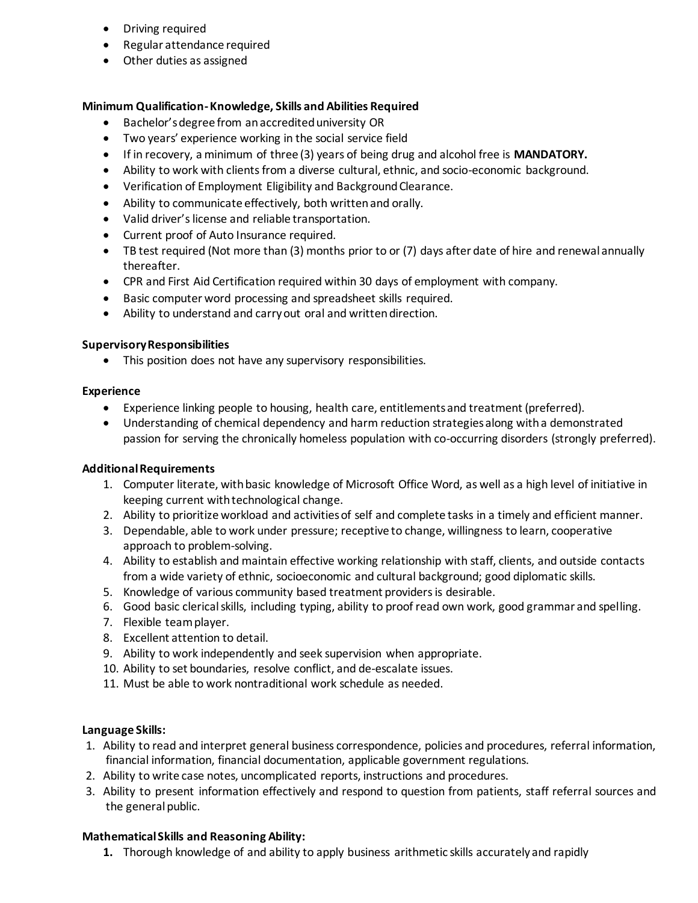- Driving required
- Regular attendance required
- Other duties as assigned

**Minimum Qualification- Knowledge, Skills and Abilities Required**

- Bachelor's degree from an accredited university OR
- Two years' experience working in the social service field
- If in recovery, a minimum of three (3) years of being drug and alcohol free is **MANDATORY.**
- Ability to work with clients from a diverse cultural, ethnic, and socio-economic background.
- Verification of Employment Eligibility and Background Clearance.
- Ability to communicate effectively, both written and orally.
- Valid driver's license and reliable transportation.
- Current proof of Auto Insurance required.
- TB test required (Not more than (3) months prior to or (7) days after date of hire and renewal annually thereafter.
- CPR and First Aid Certification required within 30 days of employment with company.
- Basic computer word processing and spreadsheet skills required.
- Ability to understand and carry out oral and written direction.

**Supervisory Responsibilities**

- This position does not have any supervisory responsibilities.

**Experience**

- Experience linking people to housing, health care, entitlements and treatment (preferred).
- Understanding of chemical dependency and harm reduction strategies along with a demonstrated passion for serving the chronically homeless population with co-occurring disorders (strongly preferred).

**Additional Requirements**

1. Computer literate, with basic knowledge of Microsoft Office Word, as well as a high level of initiative in keeping current with technological change.
2. Ability to prioritize workload and activities of self and complete tasks in a timely and efficient manner.
3. Dependable, able to work under pressure; receptive to change, willingness to learn, cooperative approach to problem-solving.
4. Ability to establish and maintain effective working relationship with staff, clients, and outside contacts from a wide variety of ethnic, socioeconomic and cultural background; good diplomatic skills.
5. Knowledge of various community based treatment providers is desirable.
6. Good basic clerical skills, including typing, ability to proof read own work, good grammar and spelling.
7. Flexible team player.
8. Excellent attention to detail.
9. Ability to work independently and seek supervision when appropriate.
10. Ability to set boundaries, resolve conflict, and de-escalate issues.
11. Must be able to work nontraditional work schedule as needed.

**Language Skills:**

1. Ability to read and interpret general business correspondence, policies and procedures, referral information, financial information, financial documentation, applicable government regulations.
2. Ability to write case notes, uncomplicated reports, instructions and procedures.
3. Ability to present information effectively and respond to question from patients, staff referral sources and the general public.

**Mathematical Skills and Reasoning Ability:**

1. Thorough knowledge of and ability to apply business arithmetic skills accurately and rapidly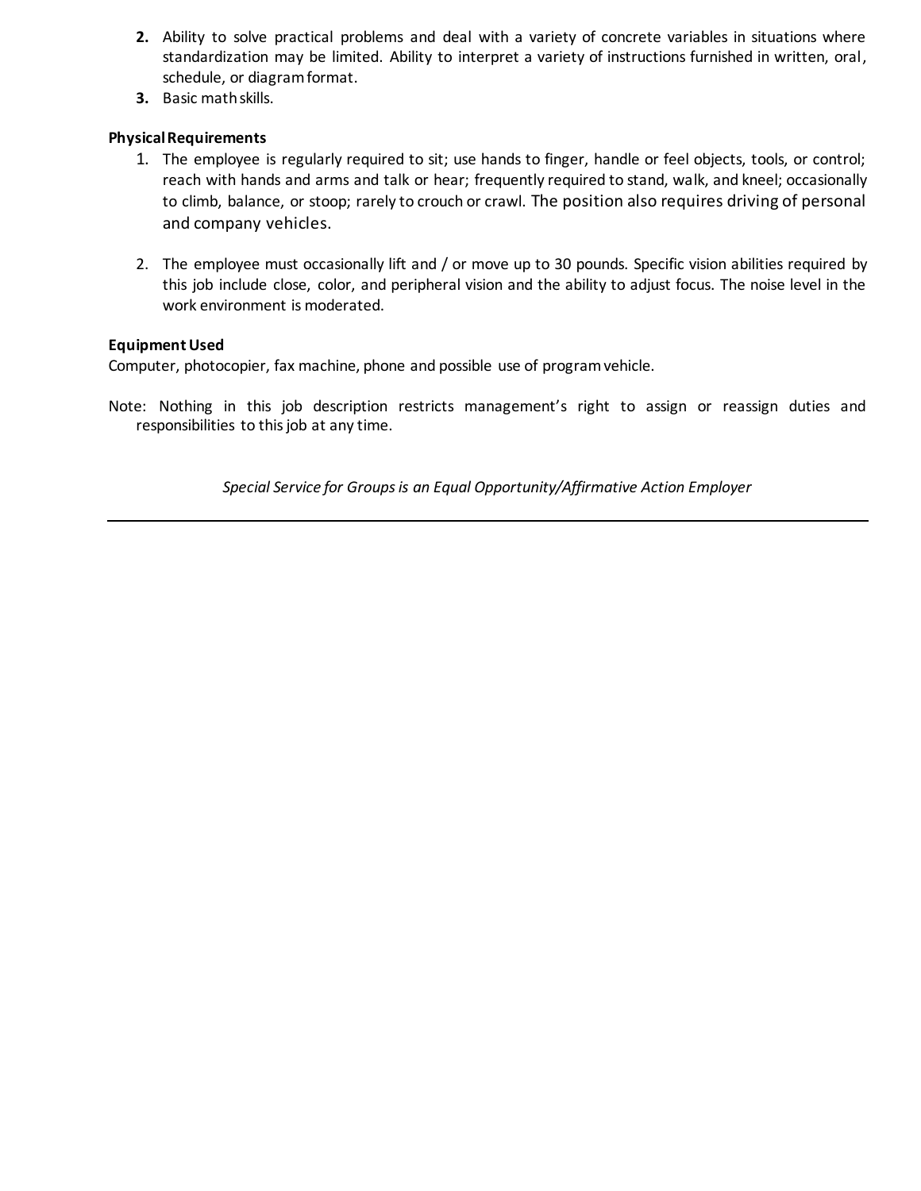2. Ability to solve practical problems and deal with a variety of concrete variables in situations where standardization may be limited. Ability to interpret a variety of instructions furnished in written, oral, schedule, or diagram format.
3. Basic math skills.

**Physical Requirements**

1. The employee is regularly required to sit; use hands to finger, handle or feel objects, tools, or control; reach with hands and arms and talk or hear; frequently required to stand, walk, and kneel; occasionally to climb, balance, or stoop; rarely to crouch or crawl. The position also requires driving of personal and company vehicles.

2. The employee must occasionally lift and / or move up to 30 pounds. Specific vision abilities required by this job include close, color, and peripheral vision and the ability to adjust focus. The noise level in the work environment is moderated.

**Equipment Used**

Computer, photocopier, fax machine, phone and possible use of program vehicle.

Note: Nothing in this job description restricts management's right to assign or reassign duties and responsibilities to this job at any time.

*Special Service for Groups is an Equal Opportunity/Affirmative Action Employer*